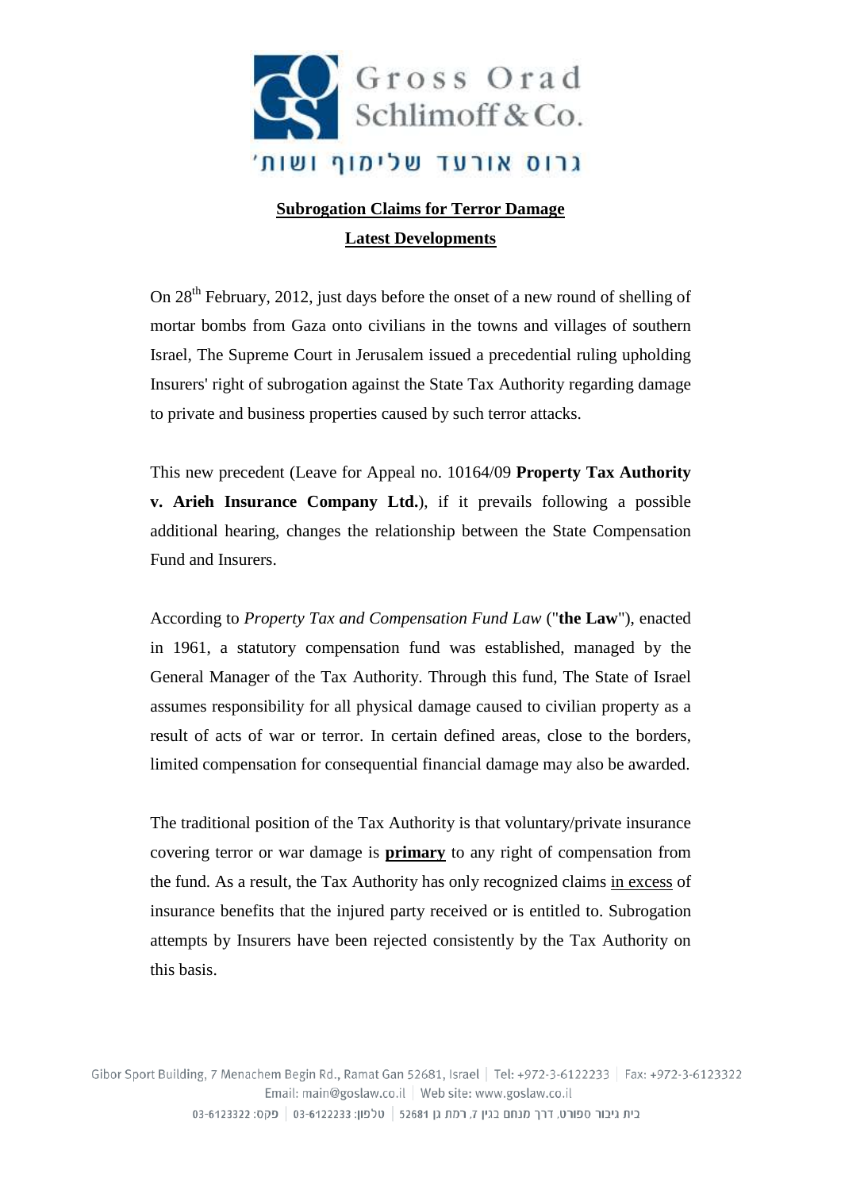**Subrogation Claims for Terror Damage**

**Latest Developments**

On 28th February, 2012, just days before the onset of a new round of shelling of mortar bombs from Gaza onto civilians in the towns and villages of southern Israel, The Supreme Court in Jerusalem issued a precedential ruling upholding Insurers' right of subrogation against the State Tax Authority regarding damage to private and business properties caused by such terror attacks.

This new precedent (Leave for Appeal no. 10164/09 **Property Tax Authority v. Arieh Insurance Company Ltd.**), if it prevails following a possible additional hearing, changes the relationship between the State Compensation Fund and Insurers.

According to *Property Tax and Compensation Fund Law* ("**the Law**"), enacted in 1961, a statutory compensation fund was established, managed by the General Manager of the Tax Authority. Through this fund, The State of Israel assumes responsibility for all physical damage caused to civilian property as a result of acts of war or terror. In certain defined areas, close to the borders, limited compensation for consequential financial damage may also be awarded.

The traditional position of the Tax Authority is that voluntary/private insurance covering terror or war damage is **primary** to any right of compensation from the fund. As a result, the Tax Authority has only recognized claims in excess of insurance benefits that the injured party received or is entitled to. Subrogation attempts by Insurers have been rejected consistently by the Tax Authority on this basis.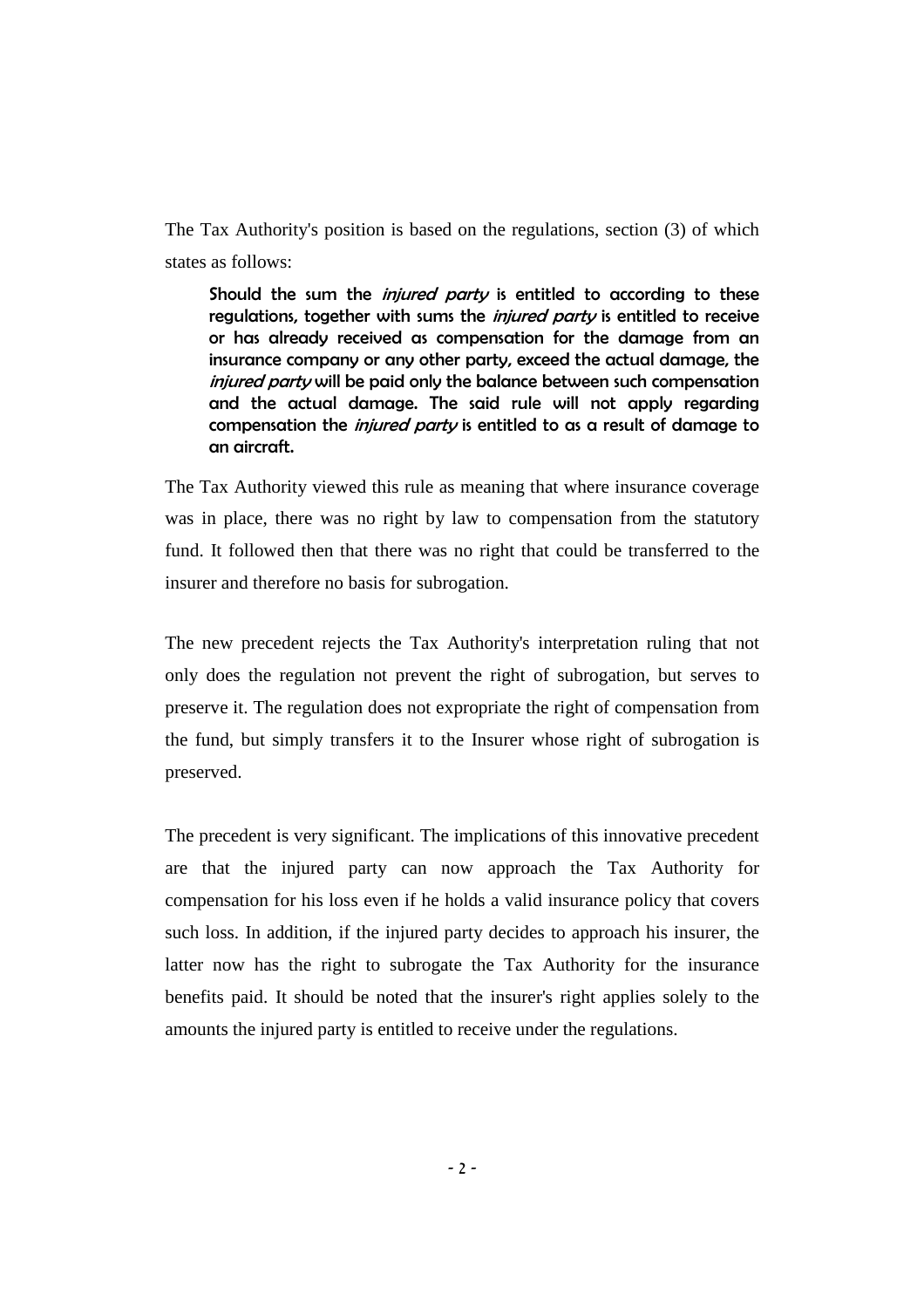The Tax Authority's position is based on the regulations, section (3) of which states as follows:

> Should the sum the *injured party* is entitled to according to these regulations, together with sums the *injured party* is entitled to receive or has already received as compensation for the damage from an insurance company or any other party, exceed the actual damage, the *injured party* will be paid only the balance between such compensation and the actual damage. The said rule will not apply regarding compensation the *injured party* is entitled to as a result of damage to an aircraft.

The Tax Authority viewed this rule as meaning that where insurance coverage was in place, there was no right by law to compensation from the statutory fund. It followed then that there was no right that could be transferred to the insurer and therefore no basis for subrogation.

The new precedent rejects the Tax Authority's interpretation ruling that not only does the regulation not prevent the right of subrogation, but serves to preserve it. The regulation does not expropriate the right of compensation from the fund, but simply transfers it to the Insurer whose right of subrogation is preserved.

The precedent is very significant. The implications of this innovative precedent are that the injured party can now approach the Tax Authority for compensation for his loss even if he holds a valid insurance policy that covers such loss. In addition, if the injured party decides to approach his insurer, the latter now has the right to subrogate the Tax Authority for the insurance benefits paid. It should be noted that the insurer's right applies solely to the amounts the injured party is entitled to receive under the regulations.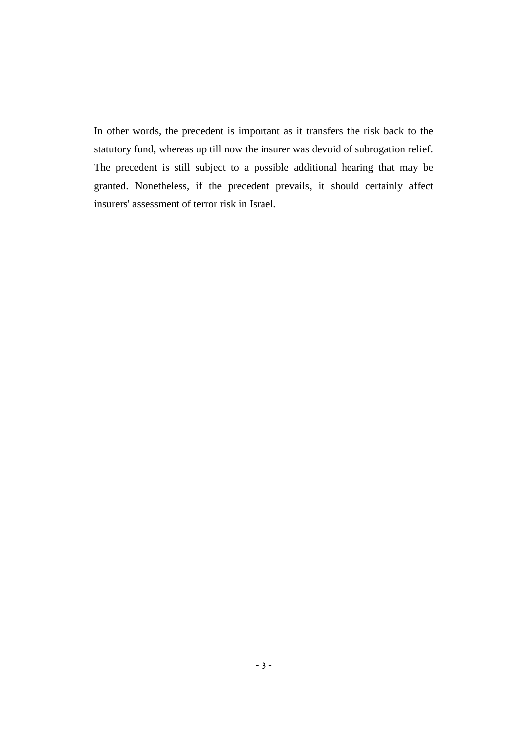In other words, the precedent is important as it transfers the risk back to the statutory fund, whereas up till now the insurer was devoid of subrogation relief. The precedent is still subject to a possible additional hearing that may be granted. Nonetheless, if the precedent prevails, it should certainly affect insurers' assessment of terror risk in Israel.